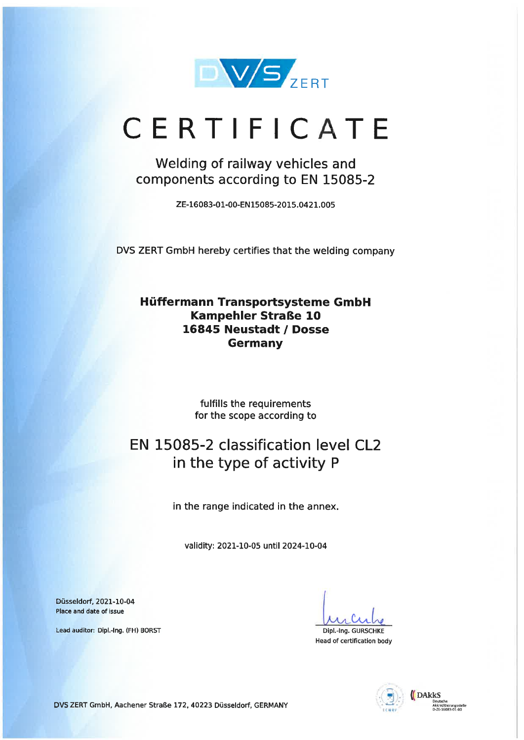DVS ZERT

# CERTIFICATE

## Welding of railway vehicles and components according to EN 15085-2

ZE-16083-01-00-EN15085-2015.0421.005

DVS ZERT GmbH hereby certifies that the welding company

**Hüffermann Transportsysteme GmbH**
**Kampehler Straße 10**
**16845 Neustadt / Dosse**
**Germany**

fulfills the requirements
for the scope according to

## EN 15085-2 classification level CL2 in the type of activity P

in the range indicated in the annex.

validity: 2021-10-05 until 2024-10-04

Düsseldorf, 2021-10-04
Place and date of issue

Lead auditor: Dipl.-Ing. (FH) BORST

Dipl.-Ing. GURSCHKE
Head of certification body

DVS ZERT GmbH, Aachener Straße 172, 40223 Düsseldorf, GERMANY

DAkkS
Deutsche
Akkreditierungsstelle
D-ZE-16083-01-00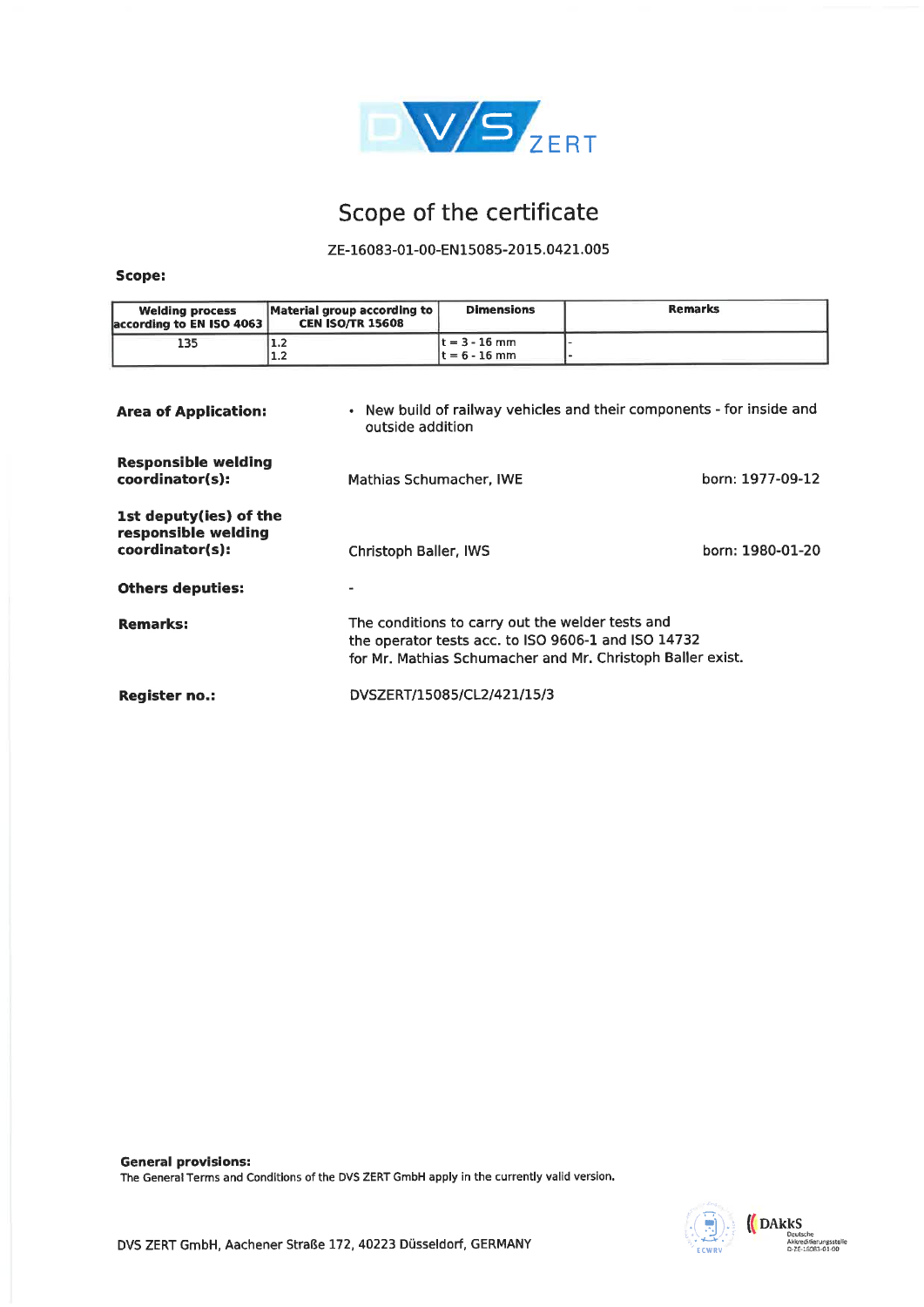DVS ZERT

# Scope of the certificate

ZE-16083-01-00-EN15085-2015.0421.005

**Scope:**

| Welding process according to EN ISO 4063 | Material group according to CEN ISO/TR 15608 | Dimensions | Remarks |
|---|---|---|---|
| 135 | 1.2 | t = 3 - 16 mm | - |
| | 1.2 | t = 6 - 16 mm | - |

**Area of Application:**

- New build of railway vehicles and their components - for inside and outside addition

**Responsible welding coordinator(s):** Mathias Schumacher, IWE — born: 1977-09-12

**1st deputy(ies) of the responsible welding coordinator(s):** Christoph Baller, IWS — born: 1980-01-20

**Others deputies:** -

**Remarks:** The conditions to carry out the welder tests and the operator tests acc. to ISO 9606-1 and ISO 14732 for Mr. Mathias Schumacher and Mr. Christoph Baller exist.

**Register no.:** DVSZERT/15085/CL2/421/15/3

**General provisions:**
The General Terms and Conditions of the DVS ZERT GmbH apply in the currently valid version.

DVS ZERT GmbH, Aachener Straße 172, 40223 Düsseldorf, GERMANY

DAkkS Deutsche Akkreditierungsstelle D-ZE-16083-01-00